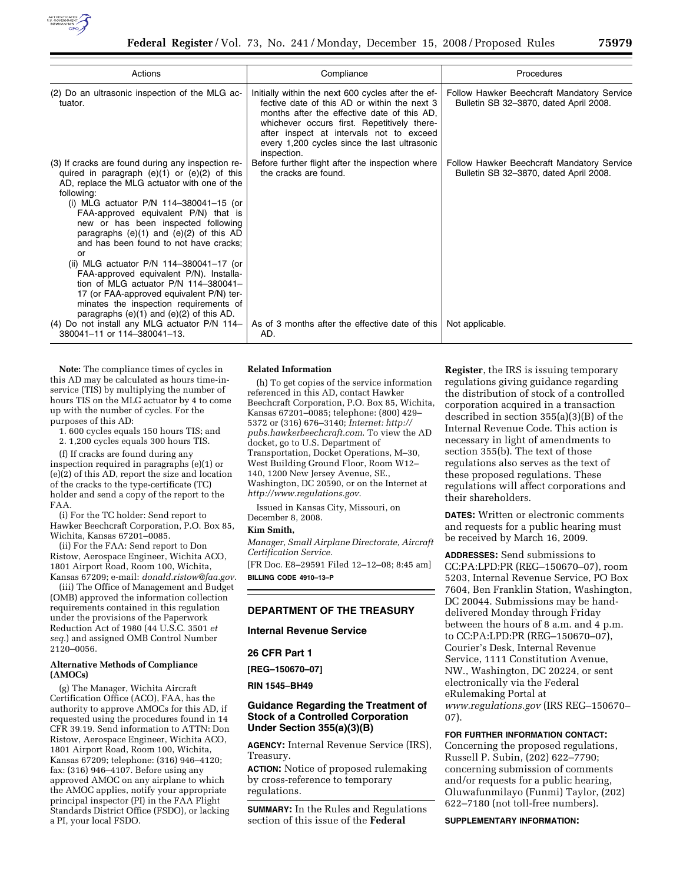| Actions | Compliance | Procedures |
|---|---|---|
| (2) Do an ultrasonic inspection of the MLG actuator. | Initially within the next 600 cycles after the effective date of this AD or within the next 3 months after the effective date of this AD, whichever occurs first. Repetitively thereafter inspect at intervals not to exceed every 1,200 cycles since the last ultrasonic inspection. | Follow Hawker Beechcraft Mandatory Service Bulletin SB 32–3870, dated April 2008. |
| (3) If cracks are found during any inspection required in paragraph (e)(1) or (e)(2) of this AD, replace the MLG actuator with one of the following: (i) MLG actuator P/N 114–380041–15 (or FAA-approved equivalent P/N) that is new or has been inspected following paragraphs (e)(1) and (e)(2) of this AD and has been found to not have cracks; or (ii) MLG actuator P/N 114–380041–17 (or FAA-approved equivalent P/N). Installation of MLG actuator P/N 114–380041–17 (or FAA-approved equivalent P/N) terminates the inspection requirements of paragraphs (e)(1) and (e)(2) of this AD. | Before further flight after the inspection where the cracks are found. | Follow Hawker Beechcraft Mandatory Service Bulletin SB 32–3870, dated April 2008. |
| (4) Do not install any MLG actuator P/N 114–380041–11 or 114–380041–13. | As of 3 months after the effective date of this AD. | Not applicable. |

**Note:** The compliance times of cycles in this AD may be calculated as hours time-in-service (TIS) by multiplying the number of hours TIS on the MLG actuator by 4 to come up with the number of cycles. For the purposes of this AD:

1. 600 cycles equals 150 hours TIS; and
2. 1,200 cycles equals 300 hours TIS.

(f) If cracks are found during any inspection required in paragraphs (e)(1) or (e)(2) of this AD, report the size and location of the cracks to the type-certificate (TC) holder and send a copy of the report to the FAA.

(i) For the TC holder: Send report to Hawker Beechcraft Corporation, P.O. Box 85, Wichita, Kansas 67201–0085.

(ii) For the FAA: Send report to Don Ristow, Aerospace Engineer, Wichita ACO, 1801 Airport Road, Room 100, Wichita, Kansas 67209; e-mail: *donald.ristow@faa.gov*.

(iii) The Office of Management and Budget (OMB) approved the information collection requirements contained in this regulation under the provisions of the Paperwork Reduction Act of 1980 (44 U.S.C. 3501 *et seq.*) and assigned OMB Control Number 2120–0056.

**Alternative Methods of Compliance (AMOCs)**

(g) The Manager, Wichita Aircraft Certification Office (ACO), FAA, has the authority to approve AMOCs for this AD, if requested using the procedures found in 14 CFR 39.19. Send information to ATTN: Don Ristow, Aerospace Engineer, Wichita ACO, 1801 Airport Road, Room 100, Wichita, Kansas 67209; telephone: (316) 946–4120; fax: (316) 946–4107. Before using any approved AMOC on any airplane to which the AMOC applies, notify your appropriate principal inspector (PI) in the FAA Flight Standards District Office (FSDO), or lacking a PI, your local FSDO.

**Related Information**

(h) To get copies of the service information referenced in this AD, contact Hawker Beechcraft Corporation, P.O. Box 85, Wichita, Kansas 67201–0085; telephone: (800) 429–5372 or (316) 676–3140; *Internet: http://pubs.hawkerbeechcraft.com*. To view the AD docket, go to U.S. Department of Transportation, Docket Operations, M–30, West Building Ground Floor, Room W12–140, 1200 New Jersey Avenue, SE., Washington, DC 20590, or on the Internet at *http://www.regulations.gov*.

Issued in Kansas City, Missouri, on December 8, 2008.

**Kim Smith,**

*Manager, Small Airplane Directorate, Aircraft Certification Service.*

[FR Doc. E8–29591 Filed 12–12–08; 8:45 am]

**BILLING CODE 4910–13–P**

## DEPARTMENT OF THE TREASURY

### Internal Revenue Service

### 26 CFR Part 1

**[REG–150670–07]**

**RIN 1545–BH49**

### Guidance Regarding the Treatment of Stock of a Controlled Corporation Under Section 355(a)(3)(B)

**AGENCY:** Internal Revenue Service (IRS), Treasury.

**ACTION:** Notice of proposed rulemaking by cross-reference to temporary regulations.

**SUMMARY:** In the Rules and Regulations section of this issue of the **Federal Register**, the IRS is issuing temporary regulations giving guidance regarding the distribution of stock of a controlled corporation acquired in a transaction described in section 355(a)(3)(B) of the Internal Revenue Code. This action is necessary in light of amendments to section 355(b). The text of those regulations also serves as the text of these proposed regulations. These regulations will affect corporations and their shareholders.

**DATES:** Written or electronic comments and requests for a public hearing must be received by March 16, 2009.

**ADDRESSES:** Send submissions to CC:PA:LPD:PR (REG–150670–07), room 5203, Internal Revenue Service, PO Box 7604, Ben Franklin Station, Washington, DC 20044. Submissions may be hand-delivered Monday through Friday between the hours of 8 a.m. and 4 p.m. to CC:PA:LPD:PR (REG–150670–07), Courier's Desk, Internal Revenue Service, 1111 Constitution Avenue, NW., Washington, DC 20224, or sent electronically via the Federal eRulemaking Portal at *www.regulations.gov* (IRS REG–150670–07).

**FOR FURTHER INFORMATION CONTACT:** Concerning the proposed regulations, Russell P. Subin, (202) 622–7790; concerning submission of comments and/or requests for a public hearing, Oluwafunmilayo (Funmi) Taylor, (202) 622–7180 (not toll-free numbers).

**SUPPLEMENTARY INFORMATION:**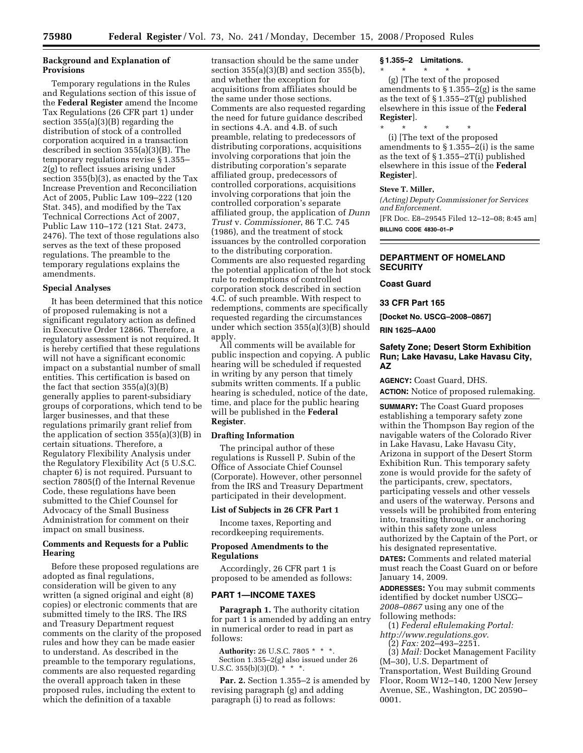## Background and Explanation of Provisions

Temporary regulations in the Rules and Regulations section of this issue of the **Federal Register** amend the Income Tax Regulations (26 CFR part 1) under section 355(a)(3)(B) regarding the distribution of stock of a controlled corporation acquired in a transaction described in section 355(a)(3)(B). The temporary regulations revise § 1.355–2(g) to reflect issues arising under section 355(b)(3), as enacted by the Tax Increase Prevention and Reconciliation Act of 2005, Public Law 109–222 (120 Stat. 345), and modified by the Tax Technical Corrections Act of 2007, Public Law 110–172 (121 Stat. 2473, 2476). The text of those regulations also serves as the text of these proposed regulations. The preamble to the temporary regulations explains the amendments.

## Special Analyses

It has been determined that this notice of proposed rulemaking is not a significant regulatory action as defined in Executive Order 12866. Therefore, a regulatory assessment is not required. It is hereby certified that these regulations will not have a significant economic impact on a substantial number of small entities. This certification is based on the fact that section 355(a)(3)(B) generally applies to parent-subsidiary groups of corporations, which tend to be larger businesses, and that these regulations primarily grant relief from the application of section 355(a)(3)(B) in certain situations. Therefore, a Regulatory Flexibility Analysis under the Regulatory Flexibility Act (5 U.S.C. chapter 6) is not required. Pursuant to section 7805(f) of the Internal Revenue Code, these regulations have been submitted to the Chief Counsel for Advocacy of the Small Business Administration for comment on their impact on small business.

## Comments and Requests for a Public Hearing

Before these proposed regulations are adopted as final regulations, consideration will be given to any written (a signed original and eight (8) copies) or electronic comments that are submitted timely to the IRS. The IRS and Treasury Department request comments on the clarity of the proposed rules and how they can be made easier to understand. As described in the preamble to the temporary regulations, comments are also requested regarding the overall approach taken in these proposed rules, including the extent to which the definition of a taxable transaction should be the same under section 355(a)(3)(B) and section 355(b), and whether the exception for acquisitions from affiliates should be the same under those sections. Comments are also requested regarding the need for future guidance described in sections 4.A. and 4.B. of such preamble, relating to predecessors of distributing corporations, acquisitions involving corporations that join the distributing corporation's separate affiliated group, predecessors of controlled corporations, acquisitions involving corporations that join the controlled corporation's separate affiliated group, the application of *Dunn Trust* v. *Commissioner*, 86 T.C. 745 (1986), and the treatment of stock issuances by the controlled corporation to the distributing corporation. Comments are also requested regarding the potential application of the hot stock rule to redemptions of controlled corporation stock described in section 4.C. of such preamble. With respect to redemptions, comments are specifically requested regarding the circumstances under which section 355(a)(3)(B) should apply.

All comments will be available for public inspection and copying. A public hearing will be scheduled if requested in writing by any person that timely submits written comments. If a public hearing is scheduled, notice of the date, time, and place for the public hearing will be published in the **Federal Register**.

## Drafting Information

The principal author of these regulations is Russell P. Subin of the Office of Associate Chief Counsel (Corporate). However, other personnel from the IRS and Treasury Department participated in their development.

## List of Subjects in 26 CFR Part 1

Income taxes, Reporting and recordkeeping requirements.

## Proposed Amendments to the Regulations

Accordingly, 26 CFR part 1 is proposed to be amended as follows:

## PART 1—INCOME TAXES

**Paragraph 1.** The authority citation for part 1 is amended by adding an entry in numerical order to read in part as follows:

**Authority:** 26 U.S.C. 7805 * * *.
Section 1.355–2(g) also issued under 26 U.S.C. 355(b)(3)(D). * * *.

**Par. 2.** Section 1.355–2 is amended by revising paragraph (g) and adding paragraph (i) to read as follows:

### § 1.355–2 Limitations.

\* \* \* \* \*

(g) [The text of the proposed amendments to § 1.355–2(g) is the same as the text of § 1.355–2T(g) published elsewhere in this issue of the **Federal Register**].

\* \* \* \* \*

(i) [The text of the proposed amendments to § 1.355–2(i) is the same as the text of § 1.355–2T(i) published elsewhere in this issue of the **Federal Register**].

**Steve T. Miller,**
*(Acting) Deputy Commissioner for Services and Enforcement.*

[FR Doc. E8–29545 Filed 12–12–08; 8:45 am]

**BILLING CODE 4830–01–P**

---

## DEPARTMENT OF HOMELAND SECURITY

## Coast Guard

## 33 CFR Part 165

**[Docket No. USCG–2008–0867]**

**RIN 1625–AA00**

# Safety Zone; Desert Storm Exhibition Run; Lake Havasu, Lake Havasu City, AZ

**AGENCY:** Coast Guard, DHS.

**ACTION:** Notice of proposed rulemaking.

**SUMMARY:** The Coast Guard proposes establishing a temporary safety zone within the Thompson Bay region of the navigable waters of the Colorado River in Lake Havasu, Lake Havasu City, Arizona in support of the Desert Storm Exhibition Run. This temporary safety zone is would provide for the safety of the participants, crew, spectators, participating vessels and other vessels and users of the waterway. Persons and vessels will be prohibited from entering into, transiting through, or anchoring within this safety zone unless authorized by the Captain of the Port, or his designated representative.

**DATES:** Comments and related material must reach the Coast Guard on or before January 14, 2009.

**ADDRESSES:** You may submit comments identified by docket number USCG–*2008–0867* using any one of the following methods:

(1) *Federal eRulemaking Portal: http://www.regulations.gov*.

(2) *Fax:* 202–493–2251.

(3) *Mail:* Docket Management Facility (M–30), U.S. Department of Transportation, West Building Ground Floor, Room W12–140, 1200 New Jersey Avenue, SE., Washington, DC 20590–0001.